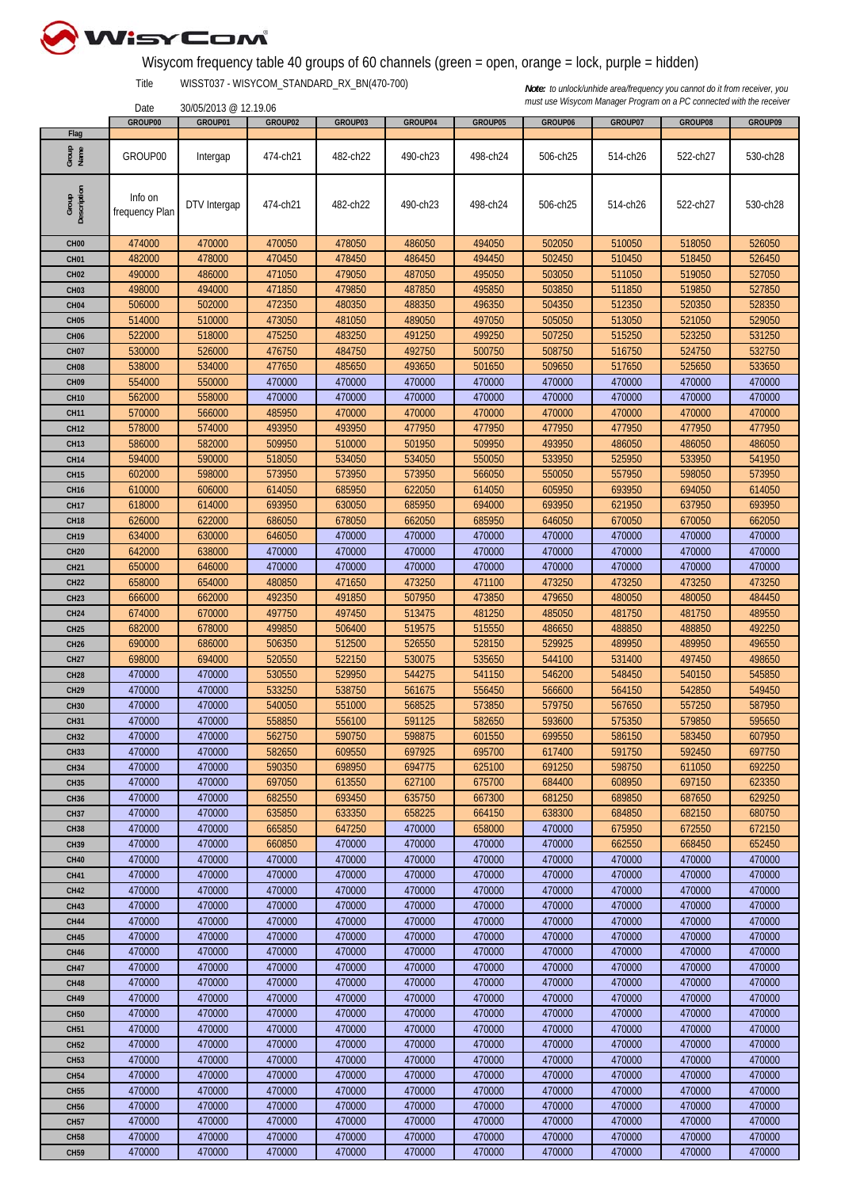# Wisycom frequency table 40 groups of 60 channels (green = open, orange = lock, purple = hidden)

Title WISST037 - WISYCOM_STANDARD_RX_BN(470-700)

Date 30/05/2013 @ 12.19.06

***Note:** to unlock/unhide area/frequency you cannot do it from receiver, you must use Wisycom Manager Program on a PC connected with the receiver*

| | GROUP00 | GROUP01 | GROUP02 | GROUP03 | GROUP04 | GROUP05 | GROUP06 | GROUP07 | GROUP08 | GROUP09 |
|---|---|---|---|---|---|---|---|---|---|---|
| Flag | | | | | | | | | | |
| Group Name | GROUP00 | Intergap | 474-ch21 | 482-ch22 | 490-ch23 | 498-ch24 | 506-ch25 | 514-ch26 | 522-ch27 | 530-ch28 |
| Group Description | Info on frequency Plan | DTV Intergap | 474-ch21 | 482-ch22 | 490-ch23 | 498-ch24 | 506-ch25 | 514-ch26 | 522-ch27 | 530-ch28 |
| CH00 | 474000 | 470000 | 470050 | 478050 | 486050 | 494050 | 502050 | 510050 | 518050 | 526050 |
| CH01 | 482000 | 478000 | 470450 | 478450 | 486450 | 494450 | 502450 | 510450 | 518450 | 526450 |
| CH02 | 490000 | 486000 | 471050 | 479050 | 487050 | 495050 | 503050 | 511050 | 519050 | 527050 |
| CH03 | 498000 | 494000 | 471850 | 479850 | 487850 | 495850 | 503850 | 511850 | 519850 | 527850 |
| CH04 | 506000 | 502000 | 472350 | 480350 | 488350 | 496350 | 504350 | 512350 | 520350 | 528350 |
| CH05 | 514000 | 510000 | 473050 | 481050 | 489050 | 497050 | 505050 | 513050 | 521050 | 529050 |
| CH06 | 522000 | 518000 | 475250 | 483250 | 491250 | 499250 | 507250 | 515250 | 523250 | 531250 |
| CH07 | 530000 | 526000 | 476750 | 484750 | 492750 | 500750 | 508750 | 516750 | 524750 | 532750 |
| CH08 | 538000 | 534000 | 477650 | 485650 | 493650 | 501650 | 509650 | 517650 | 525650 | 533650 |
| CH09 | 554000 | 550000 | 470000 | 470000 | 470000 | 470000 | 470000 | 470000 | 470000 | 470000 |
| CH10 | 562000 | 558000 | 470000 | 470000 | 470000 | 470000 | 470000 | 470000 | 470000 | 470000 |
| CH11 | 570000 | 566000 | 485950 | 470000 | 470000 | 470000 | 470000 | 470000 | 470000 | 470000 |
| CH12 | 578000 | 574000 | 493950 | 493950 | 477950 | 477950 | 477950 | 477950 | 477950 | 477950 |
| CH13 | 586000 | 582000 | 509950 | 510000 | 501950 | 509950 | 493950 | 486050 | 486050 | 486050 |
| CH14 | 594000 | 590000 | 518050 | 534050 | 534050 | 550050 | 533950 | 525950 | 533950 | 541950 |
| CH15 | 602000 | 598000 | 573950 | 573950 | 573950 | 566050 | 550050 | 557950 | 598050 | 573950 |
| CH16 | 610000 | 606000 | 614050 | 685950 | 622050 | 614050 | 605950 | 693950 | 694050 | 614050 |
| CH17 | 618000 | 614000 | 693950 | 630050 | 685950 | 694000 | 693950 | 621950 | 637950 | 693950 |
| CH18 | 626000 | 622000 | 686050 | 678050 | 662050 | 685950 | 646050 | 670050 | 670050 | 662050 |
| CH19 | 634000 | 630000 | 646050 | 470000 | 470000 | 470000 | 470000 | 470000 | 470000 | 470000 |
| CH20 | 642000 | 638000 | 470000 | 470000 | 470000 | 470000 | 470000 | 470000 | 470000 | 470000 |
| CH21 | 650000 | 646000 | 470000 | 470000 | 470000 | 470000 | 470000 | 470000 | 470000 | 470000 |
| CH22 | 658000 | 654000 | 480850 | 471650 | 473250 | 471100 | 473250 | 473250 | 473250 | 473250 |
| CH23 | 666000 | 662000 | 492350 | 491850 | 507950 | 473850 | 479650 | 480050 | 480050 | 484450 |
| CH24 | 674000 | 670000 | 497750 | 497450 | 513475 | 481250 | 485050 | 481750 | 481750 | 489550 |
| CH25 | 682000 | 678000 | 499850 | 506400 | 519575 | 515550 | 486650 | 488850 | 488850 | 492250 |
| CH26 | 690000 | 686000 | 506350 | 512500 | 526550 | 528150 | 529925 | 489950 | 489950 | 496550 |
| CH27 | 698000 | 694000 | 520550 | 522150 | 530075 | 535650 | 544100 | 531400 | 497450 | 498650 |
| CH28 | 470000 | 470000 | 530550 | 529950 | 544275 | 541150 | 546200 | 548450 | 540150 | 545850 |
| CH29 | 470000 | 470000 | 533250 | 538750 | 561675 | 556450 | 566600 | 564150 | 542850 | 549450 |
| CH30 | 470000 | 470000 | 540050 | 551000 | 568525 | 573850 | 579750 | 567650 | 557250 | 587950 |
| CH31 | 470000 | 470000 | 558850 | 556100 | 591125 | 582650 | 593600 | 575350 | 579850 | 595650 |
| CH32 | 470000 | 470000 | 562750 | 590750 | 598875 | 601550 | 699550 | 586150 | 583450 | 607950 |
| CH33 | 470000 | 470000 | 582650 | 609550 | 697925 | 695700 | 617400 | 591750 | 592450 | 697750 |
| CH34 | 470000 | 470000 | 590350 | 698950 | 694775 | 625100 | 691250 | 598750 | 611050 | 692250 |
| CH35 | 470000 | 470000 | 697050 | 613550 | 627100 | 675700 | 684400 | 608950 | 697150 | 623350 |
| CH36 | 470000 | 470000 | 682550 | 693450 | 635750 | 667300 | 681250 | 689850 | 687650 | 629250 |
| CH37 | 470000 | 470000 | 635850 | 633350 | 658225 | 664150 | 638300 | 684850 | 682150 | 680750 |
| CH38 | 470000 | 470000 | 665850 | 647250 | 470000 | 658000 | 470000 | 675950 | 672550 | 672150 |
| CH39 | 470000 | 470000 | 660850 | 470000 | 470000 | 470000 | 470000 | 662550 | 668450 | 652450 |
| CH40 | 470000 | 470000 | 470000 | 470000 | 470000 | 470000 | 470000 | 470000 | 470000 | 470000 |
| CH41 | 470000 | 470000 | 470000 | 470000 | 470000 | 470000 | 470000 | 470000 | 470000 | 470000 |
| CH42 | 470000 | 470000 | 470000 | 470000 | 470000 | 470000 | 470000 | 470000 | 470000 | 470000 |
| CH43 | 470000 | 470000 | 470000 | 470000 | 470000 | 470000 | 470000 | 470000 | 470000 | 470000 |
| CH44 | 470000 | 470000 | 470000 | 470000 | 470000 | 470000 | 470000 | 470000 | 470000 | 470000 |
| CH45 | 470000 | 470000 | 470000 | 470000 | 470000 | 470000 | 470000 | 470000 | 470000 | 470000 |
| CH46 | 470000 | 470000 | 470000 | 470000 | 470000 | 470000 | 470000 | 470000 | 470000 | 470000 |
| CH47 | 470000 | 470000 | 470000 | 470000 | 470000 | 470000 | 470000 | 470000 | 470000 | 470000 |
| CH48 | 470000 | 470000 | 470000 | 470000 | 470000 | 470000 | 470000 | 470000 | 470000 | 470000 |
| CH49 | 470000 | 470000 | 470000 | 470000 | 470000 | 470000 | 470000 | 470000 | 470000 | 470000 |
| CH50 | 470000 | 470000 | 470000 | 470000 | 470000 | 470000 | 470000 | 470000 | 470000 | 470000 |
| CH51 | 470000 | 470000 | 470000 | 470000 | 470000 | 470000 | 470000 | 470000 | 470000 | 470000 |
| CH52 | 470000 | 470000 | 470000 | 470000 | 470000 | 470000 | 470000 | 470000 | 470000 | 470000 |
| CH53 | 470000 | 470000 | 470000 | 470000 | 470000 | 470000 | 470000 | 470000 | 470000 | 470000 |
| CH54 | 470000 | 470000 | 470000 | 470000 | 470000 | 470000 | 470000 | 470000 | 470000 | 470000 |
| CH55 | 470000 | 470000 | 470000 | 470000 | 470000 | 470000 | 470000 | 470000 | 470000 | 470000 |
| CH56 | 470000 | 470000 | 470000 | 470000 | 470000 | 470000 | 470000 | 470000 | 470000 | 470000 |
| CH57 | 470000 | 470000 | 470000 | 470000 | 470000 | 470000 | 470000 | 470000 | 470000 | 470000 |
| CH58 | 470000 | 470000 | 470000 | 470000 | 470000 | 470000 | 470000 | 470000 | 470000 | 470000 |
| CH59 | 470000 | 470000 | 470000 | 470000 | 470000 | 470000 | 470000 | 470000 | 470000 | 470000 |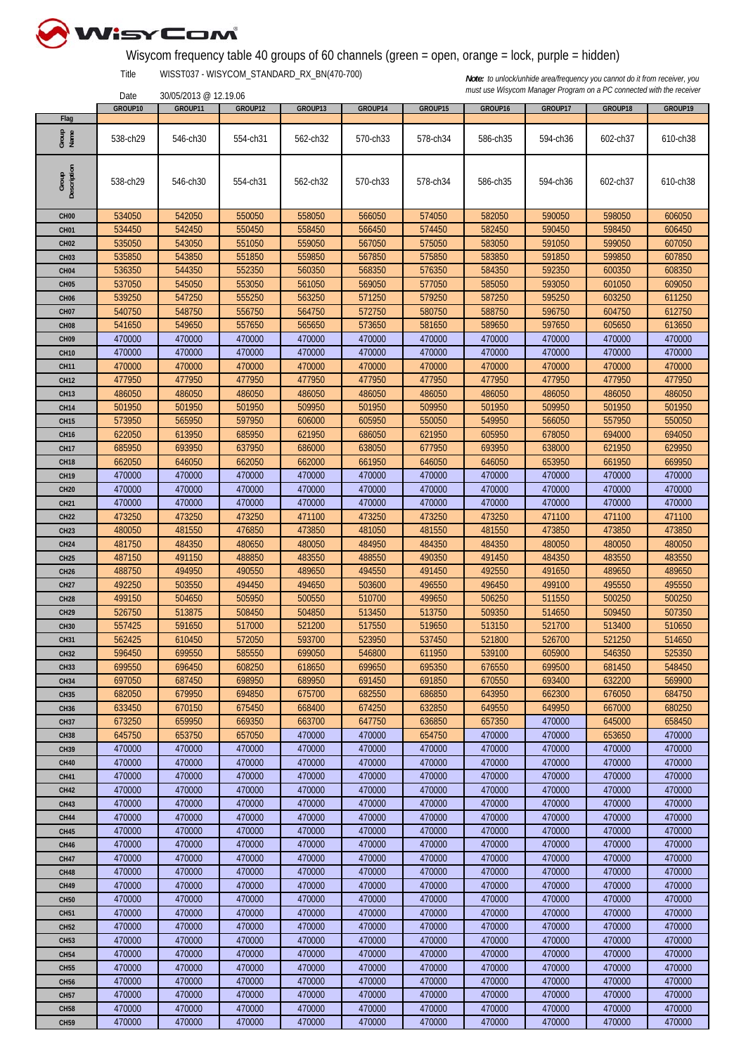Wisycom frequency table 40 groups of 60 channels (green = open, orange = lock, purple = hidden)

Title WISST037 - WISYCOM_STANDARD_RX_BN(470-700)

Date 30/05/2013 @ 12.19.06

***Note:*** *to unlock/unhide area/frequency you cannot do it from receiver, you must use Wisycom Manager Program on a PC connected with the receiver*

| | GROUP10 | GROUP11 | GROUP12 | GROUP13 | GROUP14 | GROUP15 | GROUP16 | GROUP17 | GROUP18 | GROUP19 |
|---|---|---|---|---|---|---|---|---|---|---|
| Flag | | | | | | | | | | |
| Group Name | 538-ch29 | 546-ch30 | 554-ch31 | 562-ch32 | 570-ch33 | 578-ch34 | 586-ch35 | 594-ch36 | 602-ch37 | 610-ch38 |
| Group Description | 538-ch29 | 546-ch30 | 554-ch31 | 562-ch32 | 570-ch33 | 578-ch34 | 586-ch35 | 594-ch36 | 602-ch37 | 610-ch38 |
| CH00 | 534050 | 542050 | 550050 | 558050 | 566050 | 574050 | 582050 | 590050 | 598050 | 606050 |
| CH01 | 534450 | 542450 | 550450 | 558450 | 566450 | 574450 | 582450 | 590450 | 598450 | 606450 |
| CH02 | 535050 | 543050 | 551050 | 559050 | 567050 | 575050 | 583050 | 591050 | 599050 | 607050 |
| CH03 | 535850 | 543850 | 551850 | 559850 | 567850 | 575850 | 583850 | 591850 | 599850 | 607850 |
| CH04 | 536350 | 544350 | 552350 | 560350 | 568350 | 576350 | 584350 | 592350 | 600350 | 608350 |
| CH05 | 537050 | 545050 | 553050 | 561050 | 569050 | 577050 | 585050 | 593050 | 601050 | 609050 |
| CH06 | 539250 | 547250 | 555250 | 563250 | 571250 | 579250 | 587250 | 595250 | 603250 | 611250 |
| CH07 | 540750 | 548750 | 556750 | 564750 | 572750 | 580750 | 588750 | 596750 | 604750 | 612750 |
| CH08 | 541650 | 549650 | 557650 | 565650 | 573650 | 581650 | 589650 | 597650 | 605650 | 613650 |
| CH09 | 470000 | 470000 | 470000 | 470000 | 470000 | 470000 | 470000 | 470000 | 470000 | 470000 |
| CH10 | 470000 | 470000 | 470000 | 470000 | 470000 | 470000 | 470000 | 470000 | 470000 | 470000 |
| CH11 | 470000 | 470000 | 470000 | 470000 | 470000 | 470000 | 470000 | 470000 | 470000 | 470000 |
| CH12 | 477950 | 477950 | 477950 | 477950 | 477950 | 477950 | 477950 | 477950 | 477950 | 477950 |
| CH13 | 486050 | 486050 | 486050 | 486050 | 486050 | 486050 | 486050 | 486050 | 486050 | 486050 |
| CH14 | 501950 | 501950 | 501950 | 509950 | 501950 | 509950 | 501950 | 509950 | 501950 | 501950 |
| CH15 | 573950 | 565950 | 597950 | 606000 | 605950 | 550050 | 549950 | 566050 | 557950 | 550050 |
| CH16 | 622050 | 613950 | 685950 | 621950 | 686050 | 621950 | 605950 | 678050 | 694000 | 694050 |
| CH17 | 685950 | 693950 | 637950 | 686000 | 638050 | 677950 | 693950 | 638000 | 621950 | 629950 |
| CH18 | 662050 | 646050 | 662050 | 662000 | 661950 | 646050 | 646050 | 653950 | 661950 | 669950 |
| CH19 | 470000 | 470000 | 470000 | 470000 | 470000 | 470000 | 470000 | 470000 | 470000 | 470000 |
| CH20 | 470000 | 470000 | 470000 | 470000 | 470000 | 470000 | 470000 | 470000 | 470000 | 470000 |
| CH21 | 470000 | 470000 | 470000 | 470000 | 470000 | 470000 | 470000 | 470000 | 470000 | 470000 |
| CH22 | 473250 | 473250 | 473250 | 471100 | 473250 | 473250 | 473250 | 471100 | 471100 | 471100 |
| CH23 | 480050 | 481550 | 476850 | 473850 | 481050 | 481550 | 481550 | 473850 | 473850 | 473850 |
| CH24 | 481750 | 484350 | 480650 | 480050 | 484950 | 484350 | 484350 | 480050 | 480050 | 480050 |
| CH25 | 487150 | 491150 | 488850 | 483550 | 488550 | 490350 | 491450 | 484350 | 483550 | 483550 |
| CH26 | 488750 | 494950 | 490550 | 489650 | 494550 | 491450 | 492550 | 491650 | 489650 | 489650 |
| CH27 | 492250 | 503550 | 494450 | 494650 | 503600 | 496550 | 496450 | 499100 | 495550 | 495550 |
| CH28 | 499150 | 504650 | 505950 | 500550 | 510700 | 499650 | 506250 | 511550 | 500250 | 500250 |
| CH29 | 526750 | 513875 | 508450 | 504850 | 513450 | 513750 | 509350 | 514650 | 509450 | 507350 |
| CH30 | 557425 | 591650 | 517000 | 521200 | 517550 | 519650 | 513150 | 521700 | 513400 | 510650 |
| CH31 | 562425 | 610450 | 572050 | 593700 | 523950 | 537450 | 521800 | 526700 | 521250 | 514650 |
| CH32 | 596450 | 699550 | 585550 | 699050 | 546800 | 611950 | 539100 | 605900 | 546350 | 525350 |
| CH33 | 699550 | 696450 | 608250 | 618650 | 699650 | 695350 | 676550 | 699500 | 681450 | 548450 |
| CH34 | 697050 | 687450 | 698950 | 689950 | 691450 | 691850 | 670550 | 693400 | 632200 | 569900 |
| CH35 | 682050 | 679950 | 694850 | 675700 | 682550 | 686850 | 643950 | 662300 | 676050 | 684750 |
| CH36 | 633450 | 670150 | 675450 | 668400 | 674250 | 632850 | 649550 | 649950 | 667000 | 680250 |
| CH37 | 673250 | 659950 | 669350 | 663700 | 647750 | 636850 | 657350 | 470000 | 645000 | 658450 |
| CH38 | 645750 | 653750 | 657050 | 470000 | 470000 | 654750 | 470000 | 470000 | 653650 | 470000 |
| CH39 | 470000 | 470000 | 470000 | 470000 | 470000 | 470000 | 470000 | 470000 | 470000 | 470000 |
| CH40 | 470000 | 470000 | 470000 | 470000 | 470000 | 470000 | 470000 | 470000 | 470000 | 470000 |
| CH41 | 470000 | 470000 | 470000 | 470000 | 470000 | 470000 | 470000 | 470000 | 470000 | 470000 |
| CH42 | 470000 | 470000 | 470000 | 470000 | 470000 | 470000 | 470000 | 470000 | 470000 | 470000 |
| CH43 | 470000 | 470000 | 470000 | 470000 | 470000 | 470000 | 470000 | 470000 | 470000 | 470000 |
| CH44 | 470000 | 470000 | 470000 | 470000 | 470000 | 470000 | 470000 | 470000 | 470000 | 470000 |
| CH45 | 470000 | 470000 | 470000 | 470000 | 470000 | 470000 | 470000 | 470000 | 470000 | 470000 |
| CH46 | 470000 | 470000 | 470000 | 470000 | 470000 | 470000 | 470000 | 470000 | 470000 | 470000 |
| CH47 | 470000 | 470000 | 470000 | 470000 | 470000 | 470000 | 470000 | 470000 | 470000 | 470000 |
| CH48 | 470000 | 470000 | 470000 | 470000 | 470000 | 470000 | 470000 | 470000 | 470000 | 470000 |
| CH49 | 470000 | 470000 | 470000 | 470000 | 470000 | 470000 | 470000 | 470000 | 470000 | 470000 |
| CH50 | 470000 | 470000 | 470000 | 470000 | 470000 | 470000 | 470000 | 470000 | 470000 | 470000 |
| CH51 | 470000 | 470000 | 470000 | 470000 | 470000 | 470000 | 470000 | 470000 | 470000 | 470000 |
| CH52 | 470000 | 470000 | 470000 | 470000 | 470000 | 470000 | 470000 | 470000 | 470000 | 470000 |
| CH53 | 470000 | 470000 | 470000 | 470000 | 470000 | 470000 | 470000 | 470000 | 470000 | 470000 |
| CH54 | 470000 | 470000 | 470000 | 470000 | 470000 | 470000 | 470000 | 470000 | 470000 | 470000 |
| CH55 | 470000 | 470000 | 470000 | 470000 | 470000 | 470000 | 470000 | 470000 | 470000 | 470000 |
| CH56 | 470000 | 470000 | 470000 | 470000 | 470000 | 470000 | 470000 | 470000 | 470000 | 470000 |
| CH57 | 470000 | 470000 | 470000 | 470000 | 470000 | 470000 | 470000 | 470000 | 470000 | 470000 |
| CH58 | 470000 | 470000 | 470000 | 470000 | 470000 | 470000 | 470000 | 470000 | 470000 | 470000 |
| CH59 | 470000 | 470000 | 470000 | 470000 | 470000 | 470000 | 470000 | 470000 | 470000 | 470000 |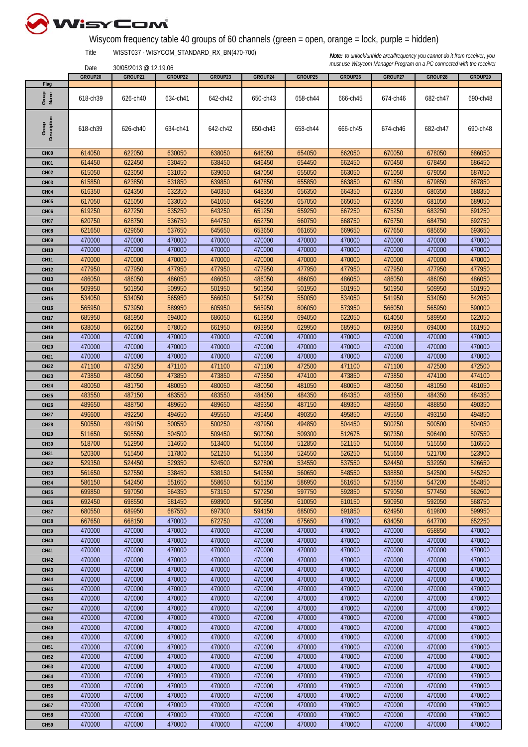Wisycom frequency table 40 groups of 60 channels (green = open, orange = lock, purple = hidden)

Title WISST037 - WISYCOM_STANDARD_RX_BN(470-700)

Date 30/05/2013 @ 12.19.06

***Note:*** *to unlock/unhide area/frequency you cannot do it from receiver, you must use Wisycom Manager Program on a PC connected with the receiver*

| | GROUP20 | GROUP21 | GROUP22 | GROUP23 | GROUP24 | GROUP25 | GROUP26 | GROUP27 | GROUP28 | GROUP29 |
|---|---|---|---|---|---|---|---|---|---|---|
| Flag | | | | | | | | | | |
| Group Name | 618-ch39 | 626-ch40 | 634-ch41 | 642-ch42 | 650-ch43 | 658-ch44 | 666-ch45 | 674-ch46 | 682-ch47 | 690-ch48 |
| Group Description | 618-ch39 | 626-ch40 | 634-ch41 | 642-ch42 | 650-ch43 | 658-ch44 | 666-ch45 | 674-ch46 | 682-ch47 | 690-ch48 |
| CH00 | 614050 | 622050 | 630050 | 638050 | 646050 | 654050 | 662050 | 670050 | 678050 | 686050 |
| CH01 | 614450 | 622450 | 630450 | 638450 | 646450 | 654450 | 662450 | 670450 | 678450 | 686450 |
| CH02 | 615050 | 623050 | 631050 | 639050 | 647050 | 655050 | 663050 | 671050 | 679050 | 687050 |
| CH03 | 615850 | 623850 | 631850 | 639850 | 647850 | 655850 | 663850 | 671850 | 679850 | 687850 |
| CH04 | 616350 | 624350 | 632350 | 640350 | 648350 | 656350 | 664350 | 672350 | 680350 | 688350 |
| CH05 | 617050 | 625050 | 633050 | 641050 | 649050 | 657050 | 665050 | 673050 | 681050 | 689050 |
| CH06 | 619250 | 627250 | 635250 | 643250 | 651250 | 659250 | 667250 | 675250 | 683250 | 691250 |
| CH07 | 620750 | 628750 | 636750 | 644750 | 652750 | 660750 | 668750 | 676750 | 684750 | 692750 |
| CH08 | 621650 | 629650 | 637650 | 645650 | 653650 | 661650 | 669650 | 677650 | 685650 | 693650 |
| CH09 | 470000 | 470000 | 470000 | 470000 | 470000 | 470000 | 470000 | 470000 | 470000 | 470000 |
| CH10 | 470000 | 470000 | 470000 | 470000 | 470000 | 470000 | 470000 | 470000 | 470000 | 470000 |
| CH11 | 470000 | 470000 | 470000 | 470000 | 470000 | 470000 | 470000 | 470000 | 470000 | 470000 |
| CH12 | 477950 | 477950 | 477950 | 477950 | 477950 | 477950 | 477950 | 477950 | 477950 | 477950 |
| CH13 | 486050 | 486050 | 486050 | 486050 | 486050 | 486050 | 486050 | 486050 | 486050 | 486050 |
| CH14 | 509950 | 501950 | 509950 | 501950 | 501950 | 501950 | 501950 | 501950 | 509950 | 501950 |
| CH15 | 534050 | 534050 | 565950 | 566050 | 542050 | 550050 | 534050 | 541950 | 534050 | 542050 |
| CH16 | 565950 | 573950 | 589950 | 605950 | 565950 | 606050 | 573950 | 566050 | 565950 | 590000 |
| CH17 | 685950 | 685950 | 694000 | 686050 | 613950 | 694050 | 622050 | 614050 | 589950 | 622050 |
| CH18 | 638050 | 662050 | 678050 | 661950 | 693950 | 629950 | 685950 | 693950 | 694000 | 661950 |
| CH19 | 470000 | 470000 | 470000 | 470000 | 470000 | 470000 | 470000 | 470000 | 470000 | 470000 |
| CH20 | 470000 | 470000 | 470000 | 470000 | 470000 | 470000 | 470000 | 470000 | 470000 | 470000 |
| CH21 | 470000 | 470000 | 470000 | 470000 | 470000 | 470000 | 470000 | 470000 | 470000 | 470000 |
| CH22 | 471100 | 473250 | 471100 | 471100 | 471100 | 472500 | 471100 | 471100 | 472500 | 472500 |
| CH23 | 473850 | 480050 | 473850 | 473850 | 473850 | 474100 | 473850 | 473850 | 474100 | 474100 |
| CH24 | 480050 | 481750 | 480050 | 480050 | 480050 | 481050 | 480050 | 480050 | 481050 | 481050 |
| CH25 | 483550 | 487150 | 483550 | 483550 | 484350 | 484350 | 484350 | 483550 | 484350 | 484350 |
| CH26 | 489650 | 488750 | 489650 | 489650 | 489350 | 487150 | 489350 | 489650 | 488850 | 490350 |
| CH27 | 496600 | 492250 | 494650 | 495550 | 495450 | 490350 | 495850 | 495550 | 493150 | 494850 |
| CH28 | 500550 | 499150 | 500550 | 500250 | 497950 | 494850 | 504450 | 500250 | 500500 | 504050 |
| CH29 | 511650 | 505550 | 504500 | 509450 | 507050 | 509300 | 512675 | 507350 | 506400 | 507550 |
| CH30 | 518700 | 512950 | 514650 | 513400 | 510650 | 512850 | 521150 | 510650 | 515550 | 516550 |
| CH31 | 520300 | 515450 | 517800 | 521250 | 515350 | 524550 | 526250 | 515650 | 521700 | 523900 |
| CH32 | 529350 | 524450 | 529350 | 524500 | 527800 | 534550 | 537550 | 524450 | 532950 | 526650 |
| CH33 | 561650 | 527550 | 538450 | 538150 | 549550 | 560650 | 548550 | 538850 | 542500 | 545250 |
| CH34 | 586150 | 542450 | 551650 | 558650 | 555150 | 586950 | 561650 | 573550 | 547200 | 554850 |
| CH35 | 699850 | 597050 | 564350 | 573150 | 577250 | 597750 | 592850 | 579050 | 577450 | 562600 |
| CH36 | 692450 | 698550 | 581450 | 698900 | 590950 | 610050 | 610150 | 590950 | 592050 | 568750 |
| CH37 | 680550 | 689950 | 687550 | 697300 | 594150 | 685050 | 691850 | 624950 | 619800 | 599950 |
| CH38 | 667650 | 668150 | 470000 | 672750 | 470000 | 675650 | 470000 | 634050 | 647700 | 652250 |
| CH39 | 470000 | 470000 | 470000 | 470000 | 470000 | 470000 | 470000 | 470000 | 658850 | 470000 |
| CH40 | 470000 | 470000 | 470000 | 470000 | 470000 | 470000 | 470000 | 470000 | 470000 | 470000 |
| CH41 | 470000 | 470000 | 470000 | 470000 | 470000 | 470000 | 470000 | 470000 | 470000 | 470000 |
| CH42 | 470000 | 470000 | 470000 | 470000 | 470000 | 470000 | 470000 | 470000 | 470000 | 470000 |
| CH43 | 470000 | 470000 | 470000 | 470000 | 470000 | 470000 | 470000 | 470000 | 470000 | 470000 |
| CH44 | 470000 | 470000 | 470000 | 470000 | 470000 | 470000 | 470000 | 470000 | 470000 | 470000 |
| CH45 | 470000 | 470000 | 470000 | 470000 | 470000 | 470000 | 470000 | 470000 | 470000 | 470000 |
| CH46 | 470000 | 470000 | 470000 | 470000 | 470000 | 470000 | 470000 | 470000 | 470000 | 470000 |
| CH47 | 470000 | 470000 | 470000 | 470000 | 470000 | 470000 | 470000 | 470000 | 470000 | 470000 |
| CH48 | 470000 | 470000 | 470000 | 470000 | 470000 | 470000 | 470000 | 470000 | 470000 | 470000 |
| CH49 | 470000 | 470000 | 470000 | 470000 | 470000 | 470000 | 470000 | 470000 | 470000 | 470000 |
| CH50 | 470000 | 470000 | 470000 | 470000 | 470000 | 470000 | 470000 | 470000 | 470000 | 470000 |
| CH51 | 470000 | 470000 | 470000 | 470000 | 470000 | 470000 | 470000 | 470000 | 470000 | 470000 |
| CH52 | 470000 | 470000 | 470000 | 470000 | 470000 | 470000 | 470000 | 470000 | 470000 | 470000 |
| CH53 | 470000 | 470000 | 470000 | 470000 | 470000 | 470000 | 470000 | 470000 | 470000 | 470000 |
| CH54 | 470000 | 470000 | 470000 | 470000 | 470000 | 470000 | 470000 | 470000 | 470000 | 470000 |
| CH55 | 470000 | 470000 | 470000 | 470000 | 470000 | 470000 | 470000 | 470000 | 470000 | 470000 |
| CH56 | 470000 | 470000 | 470000 | 470000 | 470000 | 470000 | 470000 | 470000 | 470000 | 470000 |
| CH57 | 470000 | 470000 | 470000 | 470000 | 470000 | 470000 | 470000 | 470000 | 470000 | 470000 |
| CH58 | 470000 | 470000 | 470000 | 470000 | 470000 | 470000 | 470000 | 470000 | 470000 | 470000 |
| CH59 | 470000 | 470000 | 470000 | 470000 | 470000 | 470000 | 470000 | 470000 | 470000 | 470000 |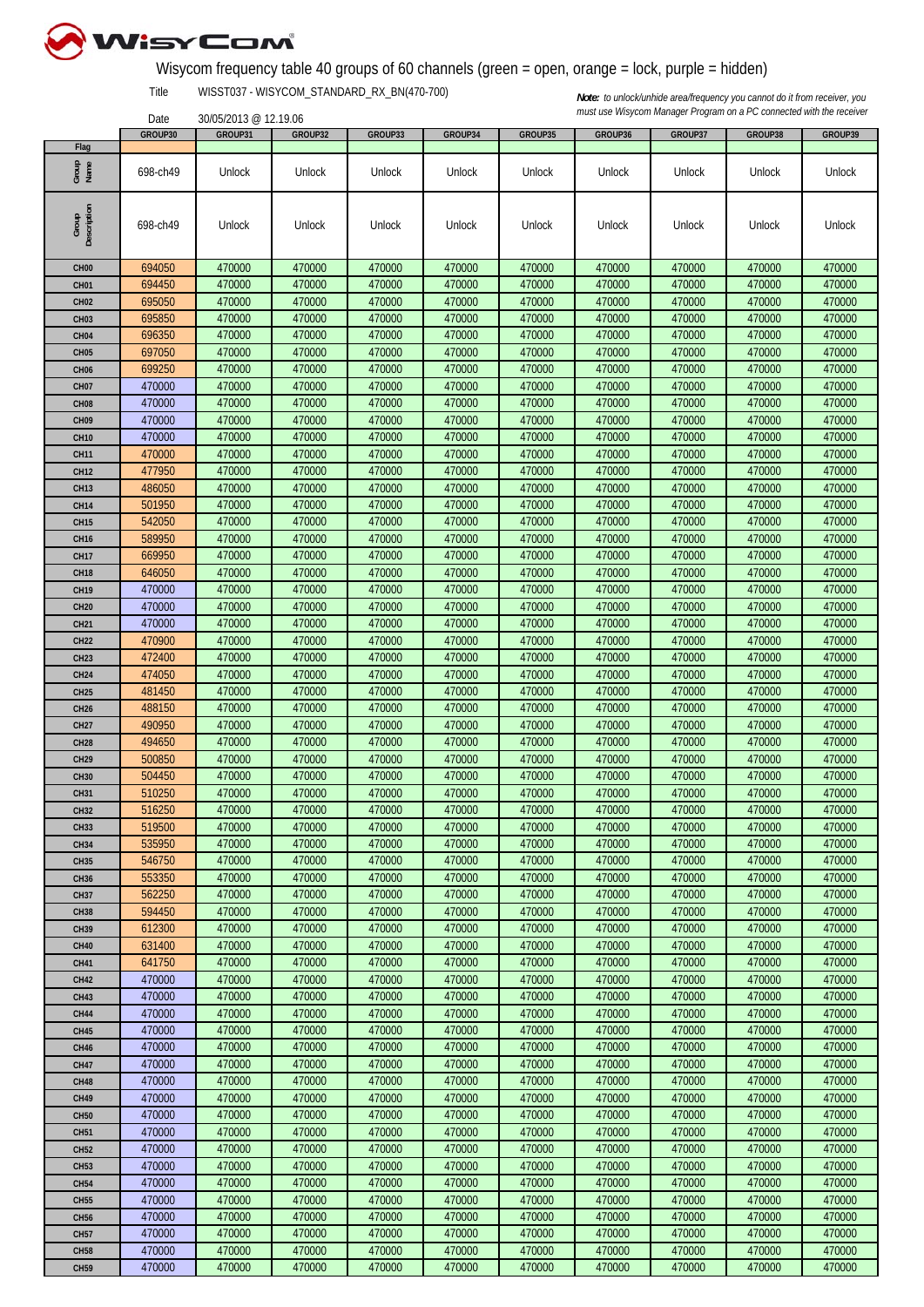# Wisycom frequency table 40 groups of 60 channels (green = open, orange = lock, purple = hidden)

Title WISST037 - WISYCOM_STANDARD_RX_BN(470-700)

Date 30/05/2013 @ 12.19.06

***Note:*** *to unlock/unhide area/frequency you cannot do it from receiver, you must use Wisycom Manager Program on a PC connected with the receiver*

| | GROUP30 | GROUP31 | GROUP32 | GROUP33 | GROUP34 | GROUP35 | GROUP36 | GROUP37 | GROUP38 | GROUP39 |
|---|---|---|---|---|---|---|---|---|---|---|
| Flag | | | | | | | | | | |
| Group Name | 698-ch49 | Unlock | Unlock | Unlock | Unlock | Unlock | Unlock | Unlock | Unlock | Unlock |
| Group Description | 698-ch49 | Unlock | Unlock | Unlock | Unlock | Unlock | Unlock | Unlock | Unlock | Unlock |
| CH00 | 694050 | 470000 | 470000 | 470000 | 470000 | 470000 | 470000 | 470000 | 470000 | 470000 |
| CH01 | 694450 | 470000 | 470000 | 470000 | 470000 | 470000 | 470000 | 470000 | 470000 | 470000 |
| CH02 | 695050 | 470000 | 470000 | 470000 | 470000 | 470000 | 470000 | 470000 | 470000 | 470000 |
| CH03 | 695850 | 470000 | 470000 | 470000 | 470000 | 470000 | 470000 | 470000 | 470000 | 470000 |
| CH04 | 696350 | 470000 | 470000 | 470000 | 470000 | 470000 | 470000 | 470000 | 470000 | 470000 |
| CH05 | 697050 | 470000 | 470000 | 470000 | 470000 | 470000 | 470000 | 470000 | 470000 | 470000 |
| CH06 | 699250 | 470000 | 470000 | 470000 | 470000 | 470000 | 470000 | 470000 | 470000 | 470000 |
| CH07 | 470000 | 470000 | 470000 | 470000 | 470000 | 470000 | 470000 | 470000 | 470000 | 470000 |
| CH08 | 470000 | 470000 | 470000 | 470000 | 470000 | 470000 | 470000 | 470000 | 470000 | 470000 |
| CH09 | 470000 | 470000 | 470000 | 470000 | 470000 | 470000 | 470000 | 470000 | 470000 | 470000 |
| CH10 | 470000 | 470000 | 470000 | 470000 | 470000 | 470000 | 470000 | 470000 | 470000 | 470000 |
| CH11 | 470000 | 470000 | 470000 | 470000 | 470000 | 470000 | 470000 | 470000 | 470000 | 470000 |
| CH12 | 477950 | 470000 | 470000 | 470000 | 470000 | 470000 | 470000 | 470000 | 470000 | 470000 |
| CH13 | 486050 | 470000 | 470000 | 470000 | 470000 | 470000 | 470000 | 470000 | 470000 | 470000 |
| CH14 | 501950 | 470000 | 470000 | 470000 | 470000 | 470000 | 470000 | 470000 | 470000 | 470000 |
| CH15 | 542050 | 470000 | 470000 | 470000 | 470000 | 470000 | 470000 | 470000 | 470000 | 470000 |
| CH16 | 589950 | 470000 | 470000 | 470000 | 470000 | 470000 | 470000 | 470000 | 470000 | 470000 |
| CH17 | 669950 | 470000 | 470000 | 470000 | 470000 | 470000 | 470000 | 470000 | 470000 | 470000 |
| CH18 | 646050 | 470000 | 470000 | 470000 | 470000 | 470000 | 470000 | 470000 | 470000 | 470000 |
| CH19 | 470000 | 470000 | 470000 | 470000 | 470000 | 470000 | 470000 | 470000 | 470000 | 470000 |
| CH20 | 470000 | 470000 | 470000 | 470000 | 470000 | 470000 | 470000 | 470000 | 470000 | 470000 |
| CH21 | 470000 | 470000 | 470000 | 470000 | 470000 | 470000 | 470000 | 470000 | 470000 | 470000 |
| CH22 | 470900 | 470000 | 470000 | 470000 | 470000 | 470000 | 470000 | 470000 | 470000 | 470000 |
| CH23 | 472400 | 470000 | 470000 | 470000 | 470000 | 470000 | 470000 | 470000 | 470000 | 470000 |
| CH24 | 474050 | 470000 | 470000 | 470000 | 470000 | 470000 | 470000 | 470000 | 470000 | 470000 |
| CH25 | 481450 | 470000 | 470000 | 470000 | 470000 | 470000 | 470000 | 470000 | 470000 | 470000 |
| CH26 | 488150 | 470000 | 470000 | 470000 | 470000 | 470000 | 470000 | 470000 | 470000 | 470000 |
| CH27 | 490950 | 470000 | 470000 | 470000 | 470000 | 470000 | 470000 | 470000 | 470000 | 470000 |
| CH28 | 494650 | 470000 | 470000 | 470000 | 470000 | 470000 | 470000 | 470000 | 470000 | 470000 |
| CH29 | 500850 | 470000 | 470000 | 470000 | 470000 | 470000 | 470000 | 470000 | 470000 | 470000 |
| CH30 | 504450 | 470000 | 470000 | 470000 | 470000 | 470000 | 470000 | 470000 | 470000 | 470000 |
| CH31 | 510250 | 470000 | 470000 | 470000 | 470000 | 470000 | 470000 | 470000 | 470000 | 470000 |
| CH32 | 516250 | 470000 | 470000 | 470000 | 470000 | 470000 | 470000 | 470000 | 470000 | 470000 |
| CH33 | 519500 | 470000 | 470000 | 470000 | 470000 | 470000 | 470000 | 470000 | 470000 | 470000 |
| CH34 | 535950 | 470000 | 470000 | 470000 | 470000 | 470000 | 470000 | 470000 | 470000 | 470000 |
| CH35 | 546750 | 470000 | 470000 | 470000 | 470000 | 470000 | 470000 | 470000 | 470000 | 470000 |
| CH36 | 553350 | 470000 | 470000 | 470000 | 470000 | 470000 | 470000 | 470000 | 470000 | 470000 |
| CH37 | 562250 | 470000 | 470000 | 470000 | 470000 | 470000 | 470000 | 470000 | 470000 | 470000 |
| CH38 | 594450 | 470000 | 470000 | 470000 | 470000 | 470000 | 470000 | 470000 | 470000 | 470000 |
| CH39 | 612300 | 470000 | 470000 | 470000 | 470000 | 470000 | 470000 | 470000 | 470000 | 470000 |
| CH40 | 631400 | 470000 | 470000 | 470000 | 470000 | 470000 | 470000 | 470000 | 470000 | 470000 |
| CH41 | 641750 | 470000 | 470000 | 470000 | 470000 | 470000 | 470000 | 470000 | 470000 | 470000 |
| CH42 | 470000 | 470000 | 470000 | 470000 | 470000 | 470000 | 470000 | 470000 | 470000 | 470000 |
| CH43 | 470000 | 470000 | 470000 | 470000 | 470000 | 470000 | 470000 | 470000 | 470000 | 470000 |
| CH44 | 470000 | 470000 | 470000 | 470000 | 470000 | 470000 | 470000 | 470000 | 470000 | 470000 |
| CH45 | 470000 | 470000 | 470000 | 470000 | 470000 | 470000 | 470000 | 470000 | 470000 | 470000 |
| CH46 | 470000 | 470000 | 470000 | 470000 | 470000 | 470000 | 470000 | 470000 | 470000 | 470000 |
| CH47 | 470000 | 470000 | 470000 | 470000 | 470000 | 470000 | 470000 | 470000 | 470000 | 470000 |
| CH48 | 470000 | 470000 | 470000 | 470000 | 470000 | 470000 | 470000 | 470000 | 470000 | 470000 |
| CH49 | 470000 | 470000 | 470000 | 470000 | 470000 | 470000 | 470000 | 470000 | 470000 | 470000 |
| CH50 | 470000 | 470000 | 470000 | 470000 | 470000 | 470000 | 470000 | 470000 | 470000 | 470000 |
| CH51 | 470000 | 470000 | 470000 | 470000 | 470000 | 470000 | 470000 | 470000 | 470000 | 470000 |
| CH52 | 470000 | 470000 | 470000 | 470000 | 470000 | 470000 | 470000 | 470000 | 470000 | 470000 |
| CH53 | 470000 | 470000 | 470000 | 470000 | 470000 | 470000 | 470000 | 470000 | 470000 | 470000 |
| CH54 | 470000 | 470000 | 470000 | 470000 | 470000 | 470000 | 470000 | 470000 | 470000 | 470000 |
| CH55 | 470000 | 470000 | 470000 | 470000 | 470000 | 470000 | 470000 | 470000 | 470000 | 470000 |
| CH56 | 470000 | 470000 | 470000 | 470000 | 470000 | 470000 | 470000 | 470000 | 470000 | 470000 |
| CH57 | 470000 | 470000 | 470000 | 470000 | 470000 | 470000 | 470000 | 470000 | 470000 | 470000 |
| CH58 | 470000 | 470000 | 470000 | 470000 | 470000 | 470000 | 470000 | 470000 | 470000 | 470000 |
| CH59 | 470000 | 470000 | 470000 | 470000 | 470000 | 470000 | 470000 | 470000 | 470000 | 470000 |